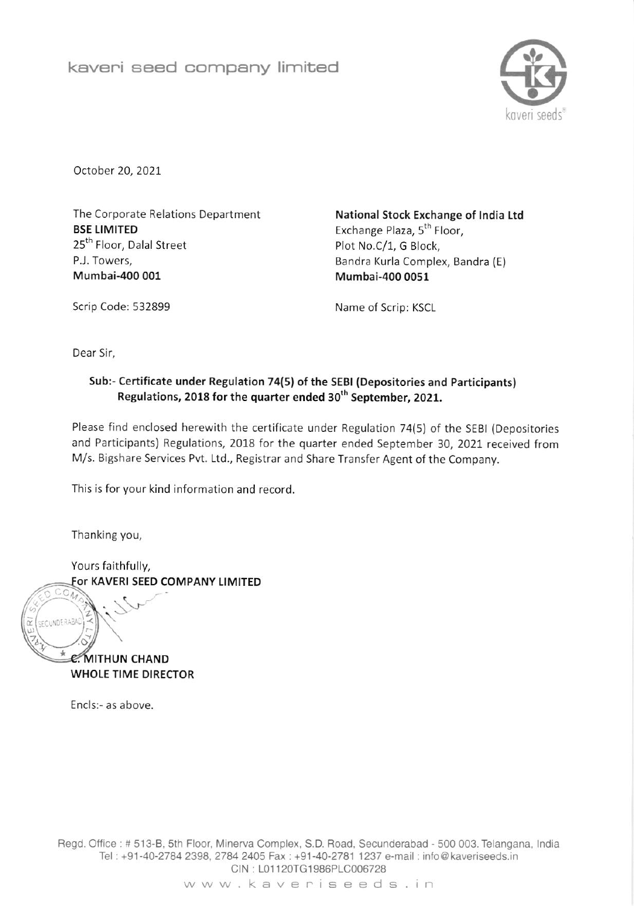kaveri seed company limited

October 20, 2021

The Corporate Relations Department
**BSE LIMITED**
25th Floor, Dalal Street
P.J. Towers,
**Mumbai-400 001**

Scrip Code: 532899

**National Stock Exchange of India Ltd**
Exchange Plaza, 5th Floor,
Plot No.C/1, G Block,
Bandra Kurla Complex, Bandra (E)
**Mumbai-400 0051**

Name of Scrip: KSCL

Dear Sir,

**Sub:- Certificate under Regulation 74(5) of the SEBI (Depositories and Participants) Regulations, 2018 for the quarter ended 30th September, 2021.**

Please find enclosed herewith the certificate under Regulation 74(5) of the SEBI (Depositories and Participants) Regulations, 2018 for the quarter ended September 30, 2021 received from M/s. Bigshare Services Pvt. Ltd., Registrar and Share Transfer Agent of the Company.

This is for your kind information and record.

Thanking you,

Yours faithfully,
**For KAVERI SEED COMPANY LIMITED**

**C. MITHUN CHAND**
**WHOLE TIME DIRECTOR**

Encls:- as above.

Regd. Office : # 513-B, 5th Floor, Minerva Complex, S.D. Road, Secunderabad - 500 003. Telangana, India
Tel : +91-40-2784 2398, 2784 2405 Fax : +91-40-2781 1237 e-mail : info@kaveriseeds.in
CIN : L01120TG1986PLC006728
www.kaveriseeds.in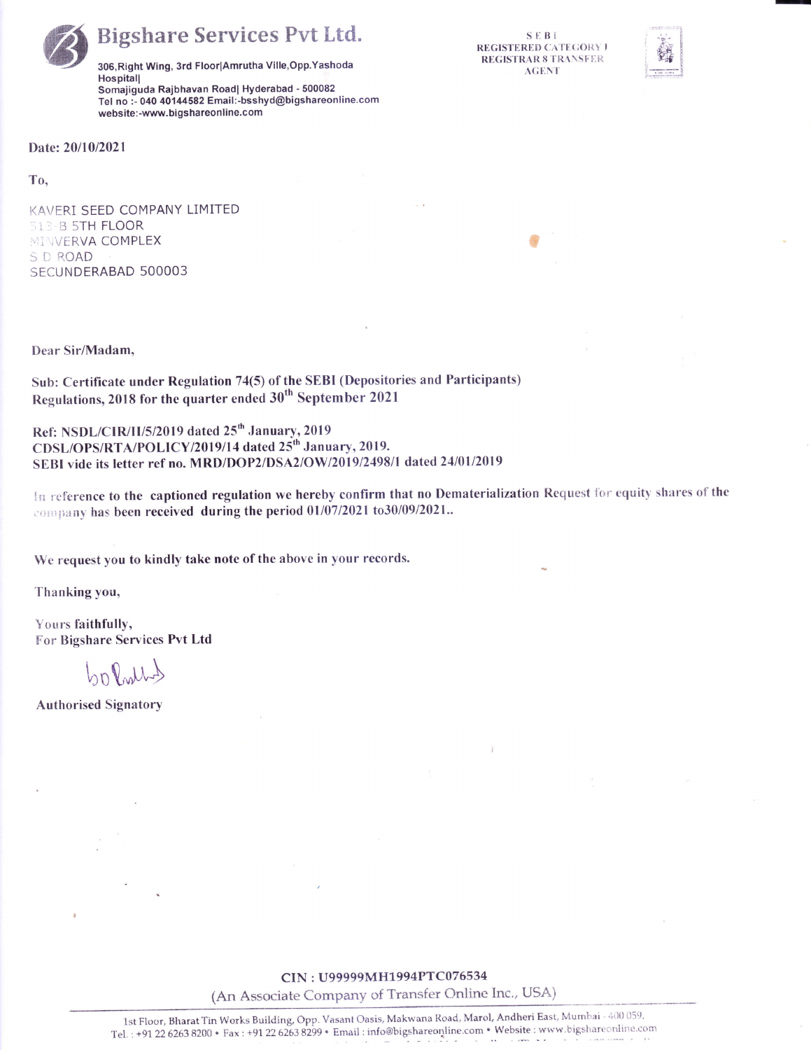# Bigshare Services Pvt Ltd.

306,Right Wing, 3rd Floor|Amrutha Ville,Opp.Yashoda Hospital|
Somajiguda Rajbhavan Road| Hyderabad - 500082
Tel no :- 040 40144582 Email:-bsshyd@bigshareonline.com
website:-www.bigshareonline.com

SEBI
REGISTERED CATEGORY I
REGISTRAR & TRANSFER
AGENT

**Date: 20/10/2021**

**To,**

KAVERI SEED COMPANY LIMITED
513-B 5TH FLOOR
MINERVA COMPLEX
S D ROAD
SECUNDERABAD 500003

**Dear Sir/Madam,**

**Sub: Certificate under Regulation 74(5) of the SEBI (Depositories and Participants) Regulations, 2018 for the quarter ended 30th September 2021**

**Ref: NSDL/CIR/II/5/2019 dated 25th January, 2019**
**CDSL/OPS/RTA/POLICY/2019/14 dated 25th January, 2019.**
**SEBI vide its letter ref no. MRD/DOP2/DSA2/OW/2019/2498/1 dated 24/01/2019**

In reference to the captioned regulation we hereby confirm that no Dematerialization Request for equity shares of the company has been received during the period 01/07/2021 to30/09/2021..

We request you to kindly take note of the above in your records.

Thanking you,

Yours faithfully,
For Bigshare Services Pvt Ltd

**Authorised Signatory**

CIN : U99999MH1994PTC076534
(An Associate Company of Transfer Online Inc., USA)

1st Floor, Bharat Tin Works Building, Opp. Vasant Oasis, Makwana Road, Marol, Andheri East, Mumbai - 400 059.
Tel. : +91 22 6263 8200 • Fax : +91 22 6263 8299 • Email : info@bigshareonline.com • Website : www.bigshareonline.com